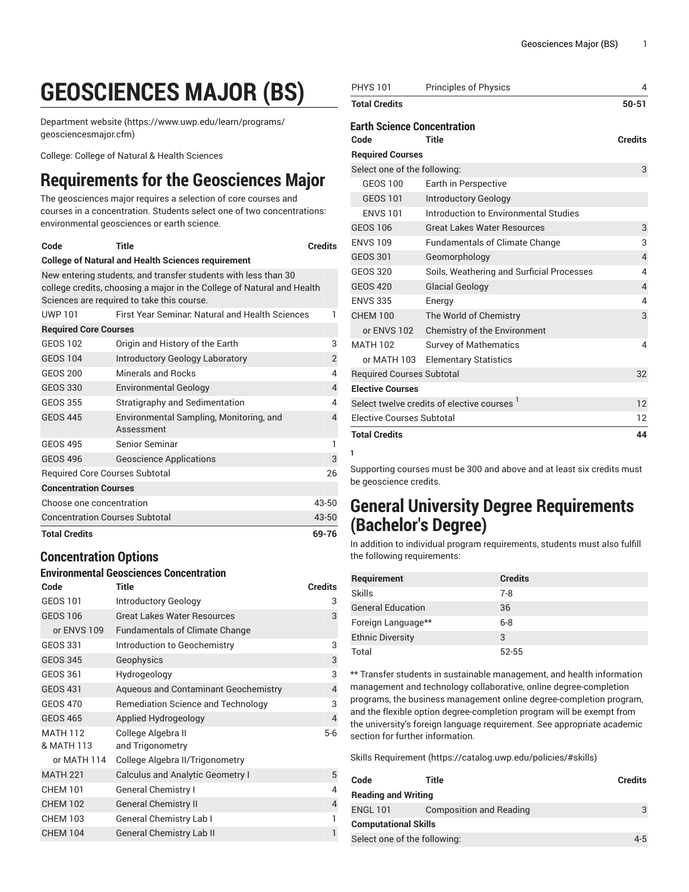# GEOSCIENCES MAJOR (BS)

Department website (https://www.uwp.edu/learn/programs/geosciencesmajor.cfm)

College: College of Natural & Health Sciences

## Requirements for the Geosciences Major

The geosciences major requires a selection of core courses and courses in a concentration. Students select one of two concentrations: environmental geosciences or earth science.

| Code | Title | Credits |
|---|---|---|
| **College of Natural and Health Sciences requirement** | | |
| New entering students, and transfer students with less than 30 college credits, choosing a major in the College of Natural and Health Sciences are required to take this course. | | |
| UWP 101 | First Year Seminar: Natural and Health Sciences | 1 |
| **Required Core Courses** | | |
| GEOS 102 | Origin and History of the Earth | 3 |
| GEOS 104 | Introductory Geology Laboratory | 2 |
| GEOS 200 | Minerals and Rocks | 4 |
| GEOS 330 | Environmental Geology | 4 |
| GEOS 355 | Stratigraphy and Sedimentation | 4 |
| GEOS 445 | Environmental Sampling, Monitoring, and Assessment | 4 |
| GEOS 495 | Senior Seminar | 1 |
| GEOS 496 | Geoscience Applications | 3 |
| Required Core Courses Subtotal | | 26 |
| **Concentration Courses** | | |
| Choose one concentration | | 43-50 |
| Concentration Courses Subtotal | | 43-50 |
| **Total Credits** | | **69-76** |

## Concentration Options

### Environmental Geosciences Concentration

| Code | Title | Credits |
|---|---|---|
| GEOS 101 | Introductory Geology | 3 |
| GEOS 106 | Great Lakes Water Resources | 3 |
| or ENVS 109 | Fundamentals of Climate Change | |
| GEOS 331 | Introduction to Geochemistry | 3 |
| GEOS 345 | Geophysics | 3 |
| GEOS 361 | Hydrogeology | 3 |
| GEOS 431 | Aqueous and Contaminant Geochemistry | 4 |
| GEOS 470 | Remediation Science and Technology | 3 |
| GEOS 465 | Applied Hydrogeology | 4 |
| MATH 112 & MATH 113 | College Algebra II and Trigonometry | 5-6 |
| or MATH 114 | College Algebra II/Trigonometry | |
| MATH 221 | Calculus and Analytic Geometry I | 5 |
| CHEM 101 | General Chemistry I | 4 |
| CHEM 102 | General Chemistry II | 4 |
| CHEM 103 | General Chemistry Lab I | 1 |
| CHEM 104 | General Chemistry Lab II | 1 |
| PHYS 101 | Principles of Physics | 4 |
| **Total Credits** | | **50-51** |

### Earth Science Concentration

| Code | Title | Credits |
|---|---|---|
| **Required Courses** | | |
| Select one of the following: | | 3 |
| GEOS 100 | Earth in Perspective | |
| GEOS 101 | Introductory Geology | |
| ENVS 101 | Introduction to Environmental Studies | |
| GEOS 106 | Great Lakes Water Resources | 3 |
| ENVS 109 | Fundamentals of Climate Change | 3 |
| GEOS 301 | Geomorphology | 4 |
| GEOS 320 | Soils, Weathering and Surficial Processes | 4 |
| GEOS 420 | Glacial Geology | 4 |
| ENVS 335 | Energy | 4 |
| CHEM 100 | The World of Chemistry | 3 |
| or ENVS 102 | Chemistry of the Environment | |
| MATH 102 | Survey of Mathematics | 4 |
| or MATH 103 | Elementary Statistics | |
| Required Courses Subtotal | | 32 |
| **Elective Courses** | | |
| Select twelve credits of elective courses [1] | | 12 |
| Elective Courses Subtotal | | 12 |
| **Total Credits** | | **44** |

[1] Supporting courses must be 300 and above and at least six credits must be geoscience credits.

## General University Degree Requirements (Bachelor's Degree)

In addition to individual program requirements, students must also fulfill the following requirements:

| Requirement | Credits |
|---|---|
| Skills | 7-8 |
| General Education | 36 |
| Foreign Language** | 6-8 |
| Ethnic Diversity | 3 |
| Total | 52-55 |

** Transfer students in sustainable management, and health information management and technology collaborative, online degree-completion programs, the business management online degree-completion program, and the flexible option degree-completion program will be exempt from the university's foreign language requirement. See appropriate academic section for further information.

Skills Requirement (https://catalog.uwp.edu/policies/#skills)

| Code | Title | Credits |
|---|---|---|
| **Reading and Writing** | | |
| ENGL 101 | Composition and Reading | 3 |
| **Computational Skills** | | |
| Select one of the following: | | 4-5 |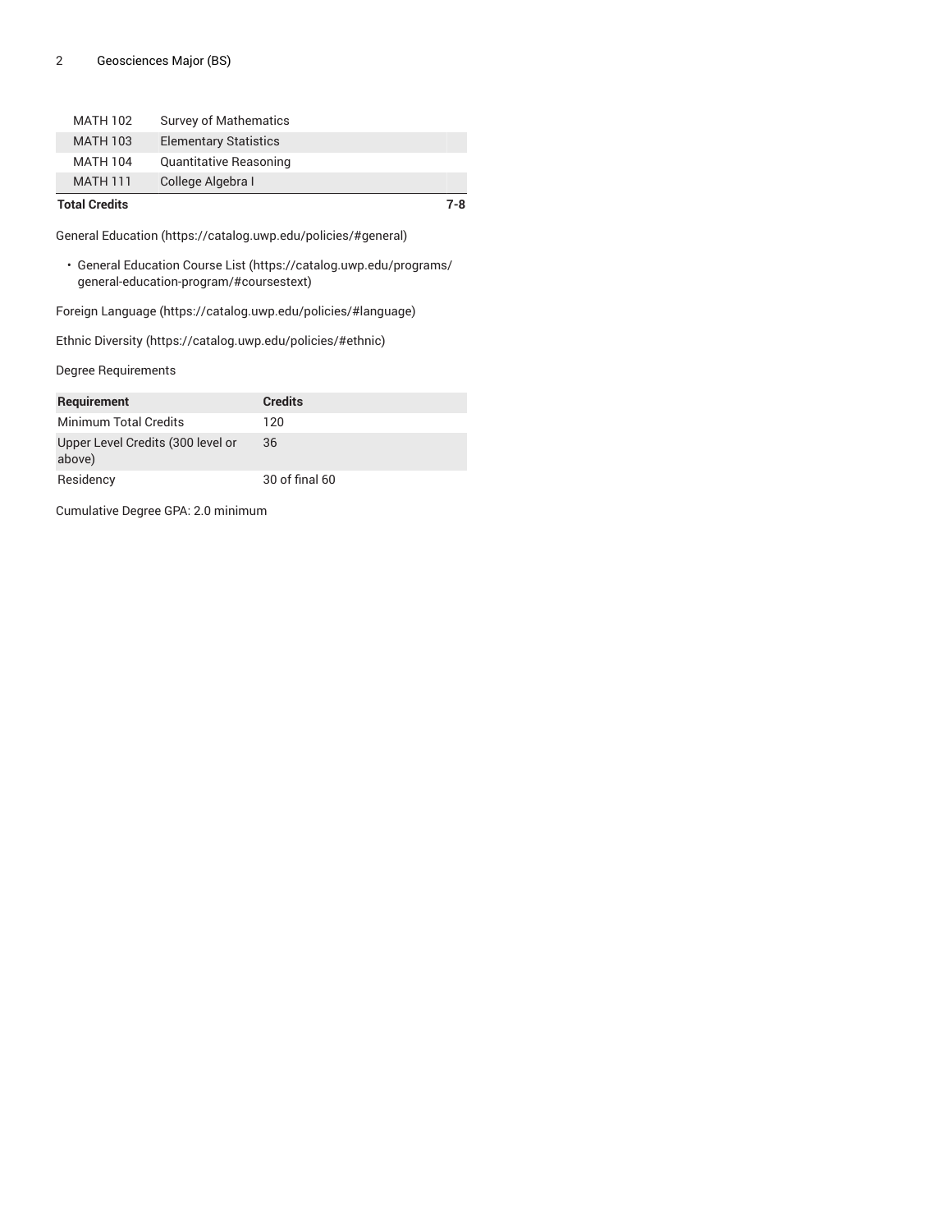| | | |
|---|---|---|
| MATH 102 | Survey of Mathematics | |
| MATH 103 | Elementary Statistics | |
| MATH 104 | Quantitative Reasoning | |
| MATH 111 | College Algebra I | |
| **Total Credits** | | **7-8** |

General Education (https://catalog.uwp.edu/policies/#general)

- General Education Course List (https://catalog.uwp.edu/programs/general-education-program/#coursestext)

Foreign Language (https://catalog.uwp.edu/policies/#language)

Ethnic Diversity (https://catalog.uwp.edu/policies/#ethnic)

Degree Requirements

| Requirement | Credits |
|---|---|
| Minimum Total Credits | 120 |
| Upper Level Credits (300 level or above) | 36 |
| Residency | 30 of final 60 |

Cumulative Degree GPA: 2.0 minimum